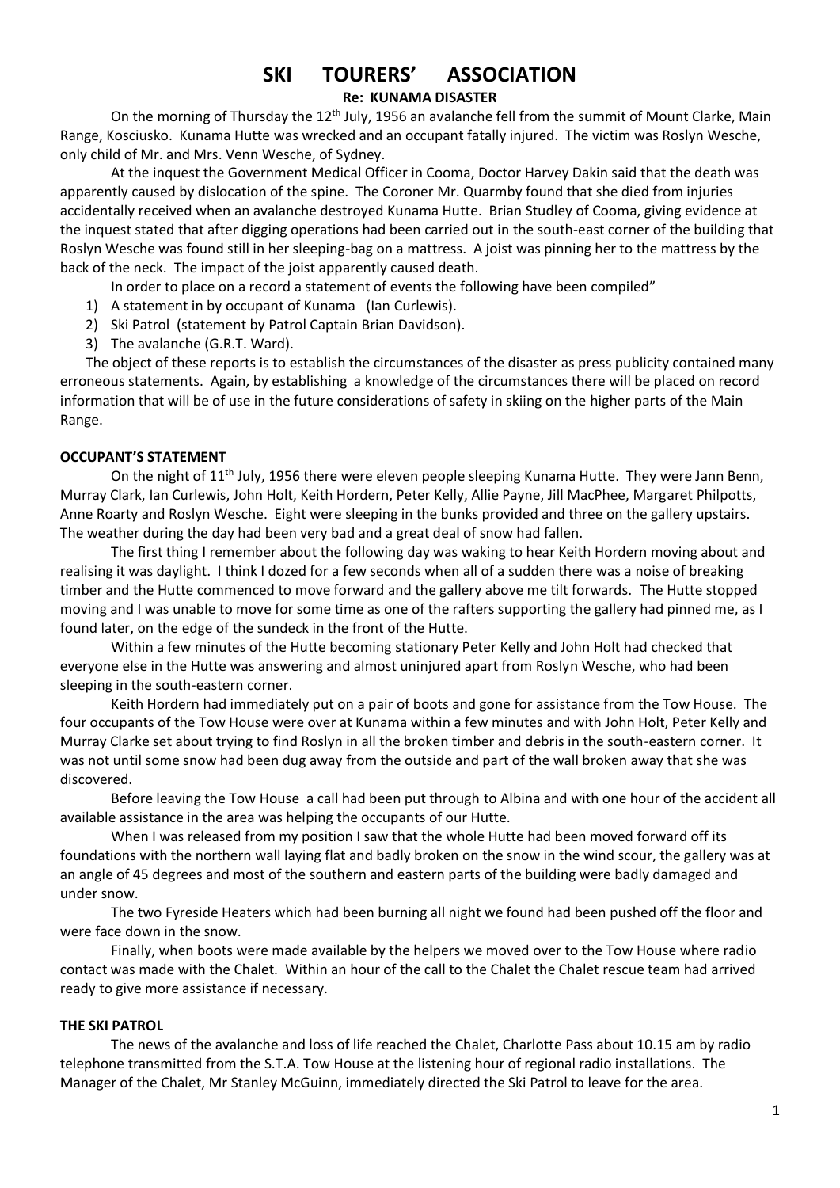# SKI TOURERS' ASSOCIATION

**Re: KUNAMA DISASTER**

On the morning of Thursday the 12th July, 1956 an avalanche fell from the summit of Mount Clarke, Main Range, Kosciusko. Kunama Hutte was wrecked and an occupant fatally injured. The victim was Roslyn Wesche, only child of Mr. and Mrs. Venn Wesche, of Sydney.

At the inquest the Government Medical Officer in Cooma, Doctor Harvey Dakin said that the death was apparently caused by dislocation of the spine. The Coroner Mr. Quarmby found that she died from injuries accidentally received when an avalanche destroyed Kunama Hutte. Brian Studley of Cooma, giving evidence at the inquest stated that after digging operations had been carried out in the south-east corner of the building that Roslyn Wesche was found still in her sleeping-bag on a mattress. A joist was pinning her to the mattress by the back of the neck. The impact of the joist apparently caused death.

In order to place on a record a statement of events the following have been compiled"

1) A statement in by occupant of Kunama (Ian Curlewis).
2) Ski Patrol (statement by Patrol Captain Brian Davidson).
3) The avalanche (G.R.T. Ward).

The object of these reports is to establish the circumstances of the disaster as press publicity contained many erroneous statements. Again, by establishing a knowledge of the circumstances there will be placed on record information that will be of use in the future considerations of safety in skiing on the higher parts of the Main Range.

**OCCUPANT'S STATEMENT**

On the night of 11th July, 1956 there were eleven people sleeping Kunama Hutte. They were Jann Benn, Murray Clark, Ian Curlewis, John Holt, Keith Hordern, Peter Kelly, Allie Payne, Jill MacPhee, Margaret Philpotts, Anne Roarty and Roslyn Wesche. Eight were sleeping in the bunks provided and three on the gallery upstairs. The weather during the day had been very bad and a great deal of snow had fallen.

The first thing I remember about the following day was waking to hear Keith Hordern moving about and realising it was daylight. I think I dozed for a few seconds when all of a sudden there was a noise of breaking timber and the Hutte commenced to move forward and the gallery above me tilt forwards. The Hutte stopped moving and I was unable to move for some time as one of the rafters supporting the gallery had pinned me, as I found later, on the edge of the sundeck in the front of the Hutte.

Within a few minutes of the Hutte becoming stationary Peter Kelly and John Holt had checked that everyone else in the Hutte was answering and almost uninjured apart from Roslyn Wesche, who had been sleeping in the south-eastern corner.

Keith Hordern had immediately put on a pair of boots and gone for assistance from the Tow House. The four occupants of the Tow House were over at Kunama within a few minutes and with John Holt, Peter Kelly and Murray Clarke set about trying to find Roslyn in all the broken timber and debris in the south-eastern corner. It was not until some snow had been dug away from the outside and part of the wall broken away that she was discovered.

Before leaving the Tow House a call had been put through to Albina and with one hour of the accident all available assistance in the area was helping the occupants of our Hutte.

When I was released from my position I saw that the whole Hutte had been moved forward off its foundations with the northern wall laying flat and badly broken on the snow in the wind scour, the gallery was at an angle of 45 degrees and most of the southern and eastern parts of the building were badly damaged and under snow.

The two Fyreside Heaters which had been burning all night we found had been pushed off the floor and were face down in the snow.

Finally, when boots were made available by the helpers we moved over to the Tow House where radio contact was made with the Chalet. Within an hour of the call to the Chalet the Chalet rescue team had arrived ready to give more assistance if necessary.

**THE SKI PATROL**

The news of the avalanche and loss of life reached the Chalet, Charlotte Pass about 10.15 am by radio telephone transmitted from the S.T.A. Tow House at the listening hour of regional radio installations. The Manager of the Chalet, Mr Stanley McGuinn, immediately directed the Ski Patrol to leave for the area.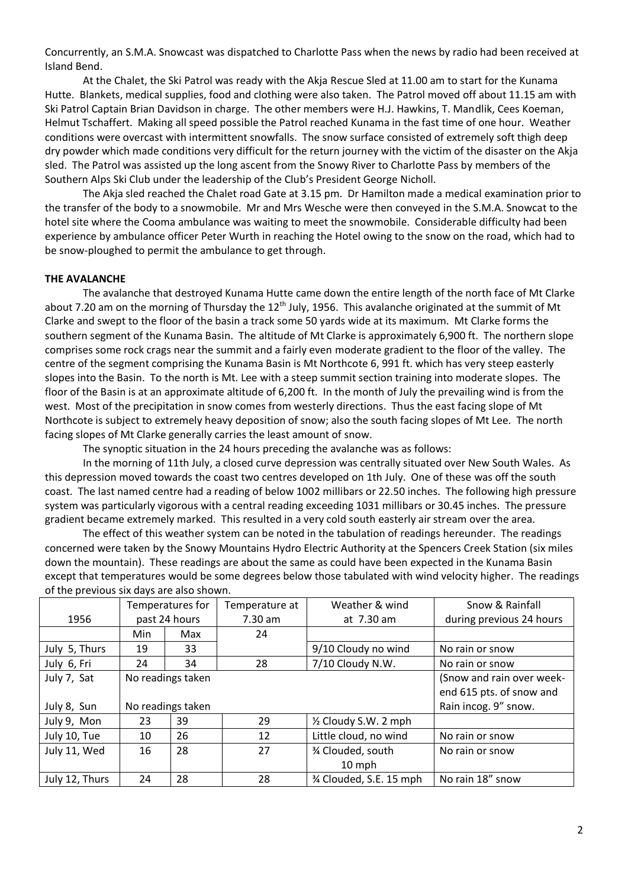Concurrently, an S.M.A. Snowcast was dispatched to Charlotte Pass when the news by radio had been received at Island Bend.

At the Chalet, the Ski Patrol was ready with the Akja Rescue Sled at 11.00 am to start for the Kunama Hutte. Blankets, medical supplies, food and clothing were also taken. The Patrol moved off about 11.15 am with Ski Patrol Captain Brian Davidson in charge. The other members were H.J. Hawkins, T. Mandlik, Cees Koeman, Helmut Tschaffert. Making all speed possible the Patrol reached Kunama in the fast time of one hour. Weather conditions were overcast with intermittent snowfalls. The snow surface consisted of extremely soft thigh deep dry powder which made conditions very difficult for the return journey with the victim of the disaster on the Akja sled. The Patrol was assisted up the long ascent from the Snowy River to Charlotte Pass by members of the Southern Alps Ski Club under the leadership of the Club's President George Nicholl.

The Akja sled reached the Chalet road Gate at 3.15 pm. Dr Hamilton made a medical examination prior to the transfer of the body to a snowmobile. Mr and Mrs Wesche were then conveyed in the S.M.A. Snowcat to the hotel site where the Cooma ambulance was waiting to meet the snowmobile. Considerable difficulty had been experience by ambulance officer Peter Wurth in reaching the Hotel owing to the snow on the road, which had to be snow-ploughed to permit the ambulance to get through.

**THE AVALANCHE**

The avalanche that destroyed Kunama Hutte came down the entire length of the north face of Mt Clarke about 7.20 am on the morning of Thursday the 12th July, 1956. This avalanche originated at the summit of Mt Clarke and swept to the floor of the basin a track some 50 yards wide at its maximum. Mt Clarke forms the southern segment of the Kunama Basin. The altitude of Mt Clarke is approximately 6,900 ft. The northern slope comprises some rock crags near the summit and a fairly even moderate gradient to the floor of the valley. The centre of the segment comprising the Kunama Basin is Mt Northcote 6, 991 ft. which has very steep easterly slopes into the Basin. To the north is Mt. Lee with a steep summit section training into moderate slopes. The floor of the Basin is at an approximate altitude of 6,200 ft. In the month of July the prevailing wind is from the west. Most of the precipitation in snow comes from westerly directions. Thus the east facing slope of Mt Northcote is subject to extremely heavy deposition of snow; also the south facing slopes of Mt Lee. The north facing slopes of Mt Clarke generally carries the least amount of snow.

The synoptic situation in the 24 hours preceding the avalanche was as follows:

In the morning of 11th July, a closed curve depression was centrally situated over New South Wales. As this depression moved towards the coast two centres developed on 1th July. One of these was off the south coast. The last named centre had a reading of below 1002 millibars or 22.50 inches. The following high pressure system was particularly vigorous with a central reading exceeding 1031 millibars or 30.45 inches. The pressure gradient became extremely marked. This resulted in a very cold south easterly air stream over the area.

The effect of this weather system can be noted in the tabulation of readings hereunder. The readings concerned were taken by the Snowy Mountains Hydro Electric Authority at the Spencers Creek Station (six miles down the mountain). These readings are about the same as could have been expected in the Kunama Basin except that temperatures would be some degrees below those tabulated with wind velocity higher. The readings of the previous six days are also shown.

| 1956 | Temperatures for past 24 hours | | Temperature at 7.30 am | Weather & wind at 7.30 am | Snow & Rainfall during previous 24 hours |
|---|---|---|---|---|---|
| | Min | Max | 24 | | |
| July 5, Thurs | 19 | 33 | | 9/10 Cloudy no wind | No rain or snow |
| July 6, Fri | 24 | 34 | 28 | 7/10 Cloudy N.W. | No rain or snow |
| July 7, Sat | No readings taken | | | | (Snow and rain over week-end 615 pts. of snow and |
| July 8, Sun | No readings taken | | | | Rain incog. 9" snow. |
| July 9, Mon | 23 | 39 | 29 | ½ Cloudy S.W. 2 mph | |
| July 10, Tue | 10 | 26 | 12 | Little cloud, no wind | No rain or snow |
| July 11, Wed | 16 | 28 | 27 | ¾ Clouded, south 10 mph | No rain or snow |
| July 12, Thurs | 24 | 28 | 28 | ¾ Clouded, S.E. 15 mph | No rain 18" snow |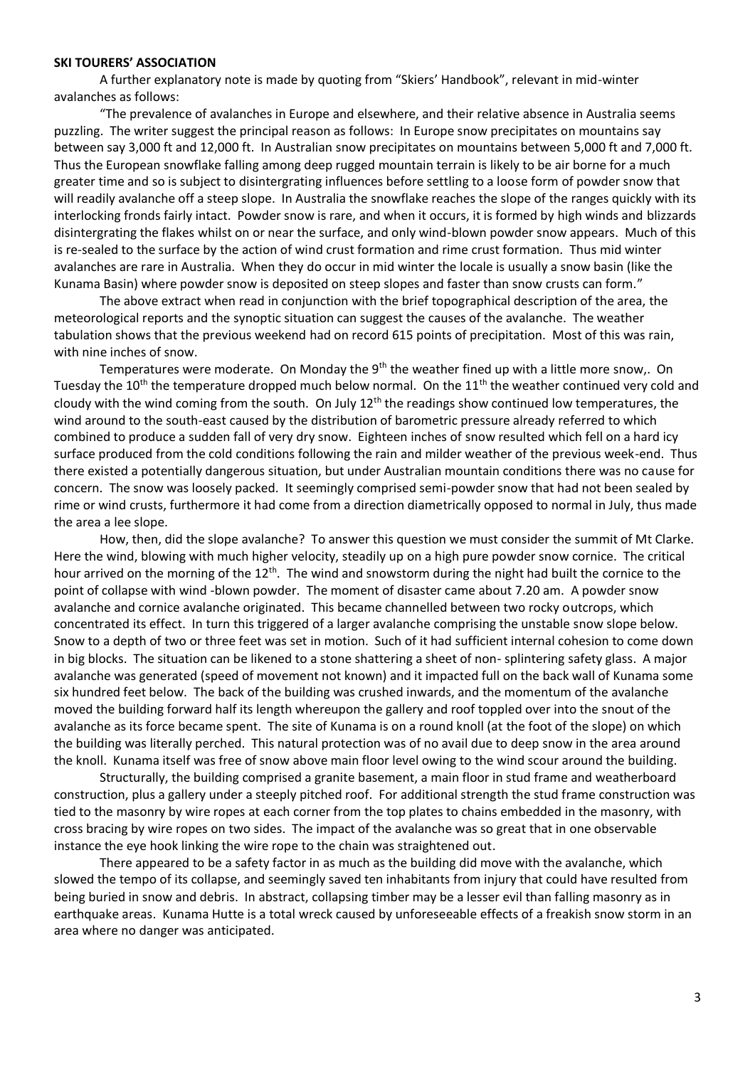**SKI TOURERS' ASSOCIATION**

A further explanatory note is made by quoting from "Skiers' Handbook", relevant in mid-winter avalanches as follows:

"The prevalence of avalanches in Europe and elsewhere, and their relative absence in Australia seems puzzling. The writer suggest the principal reason as follows: In Europe snow precipitates on mountains say between say 3,000 ft and 12,000 ft. In Australian snow precipitates on mountains between 5,000 ft and 7,000 ft. Thus the European snowflake falling among deep rugged mountain terrain is likely to be air borne for a much greater time and so is subject to disintergrating influences before settling to a loose form of powder snow that will readily avalanche off a steep slope. In Australia the snowflake reaches the slope of the ranges quickly with its interlocking fronds fairly intact. Powder snow is rare, and when it occurs, it is formed by high winds and blizzards disintergrating the flakes whilst on or near the surface, and only wind-blown powder snow appears. Much of this is re-sealed to the surface by the action of wind crust formation and rime crust formation. Thus mid winter avalanches are rare in Australia. When they do occur in mid winter the locale is usually a snow basin (like the Kunama Basin) where powder snow is deposited on steep slopes and faster than snow crusts can form."

The above extract when read in conjunction with the brief topographical description of the area, the meteorological reports and the synoptic situation can suggest the causes of the avalanche. The weather tabulation shows that the previous weekend had on record 615 points of precipitation. Most of this was rain, with nine inches of snow.

Temperatures were moderate. On Monday the 9th the weather fined up with a little more snow,. On Tuesday the 10th the temperature dropped much below normal. On the 11th the weather continued very cold and cloudy with the wind coming from the south. On July 12th the readings show continued low temperatures, the wind around to the south-east caused by the distribution of barometric pressure already referred to which combined to produce a sudden fall of very dry snow. Eighteen inches of snow resulted which fell on a hard icy surface produced from the cold conditions following the rain and milder weather of the previous week-end. Thus there existed a potentially dangerous situation, but under Australian mountain conditions there was no cause for concern. The snow was loosely packed. It seemingly comprised semi-powder snow that had not been sealed by rime or wind crusts, furthermore it had come from a direction diametrically opposed to normal in July, thus made the area a lee slope.

How, then, did the slope avalanche? To answer this question we must consider the summit of Mt Clarke. Here the wind, blowing with much higher velocity, steadily up on a high pure powder snow cornice. The critical hour arrived on the morning of the 12th. The wind and snowstorm during the night had built the cornice to the point of collapse with wind -blown powder. The moment of disaster came about 7.20 am. A powder snow avalanche and cornice avalanche originated. This became channelled between two rocky outcrops, which concentrated its effect. In turn this triggered of a larger avalanche comprising the unstable snow slope below. Snow to a depth of two or three feet was set in motion. Such of it had sufficient internal cohesion to come down in big blocks. The situation can be likened to a stone shattering a sheet of non- splintering safety glass. A major avalanche was generated (speed of movement not known) and it impacted full on the back wall of Kunama some six hundred feet below. The back of the building was crushed inwards, and the momentum of the avalanche moved the building forward half its length whereupon the gallery and roof toppled over into the snout of the avalanche as its force became spent. The site of Kunama is on a round knoll (at the foot of the slope) on which the building was literally perched. This natural protection was of no avail due to deep snow in the area around the knoll. Kunama itself was free of snow above main floor level owing to the wind scour around the building.

Structurally, the building comprised a granite basement, a main floor in stud frame and weatherboard construction, plus a gallery under a steeply pitched roof. For additional strength the stud frame construction was tied to the masonry by wire ropes at each corner from the top plates to chains embedded in the masonry, with cross bracing by wire ropes on two sides. The impact of the avalanche was so great that in one observable instance the eye hook linking the wire rope to the chain was straightened out.

There appeared to be a safety factor in as much as the building did move with the avalanche, which slowed the tempo of its collapse, and seemingly saved ten inhabitants from injury that could have resulted from being buried in snow and debris. In abstract, collapsing timber may be a lesser evil than falling masonry as in earthquake areas. Kunama Hutte is a total wreck caused by unforeseeable effects of a freakish snow storm in an area where no danger was anticipated.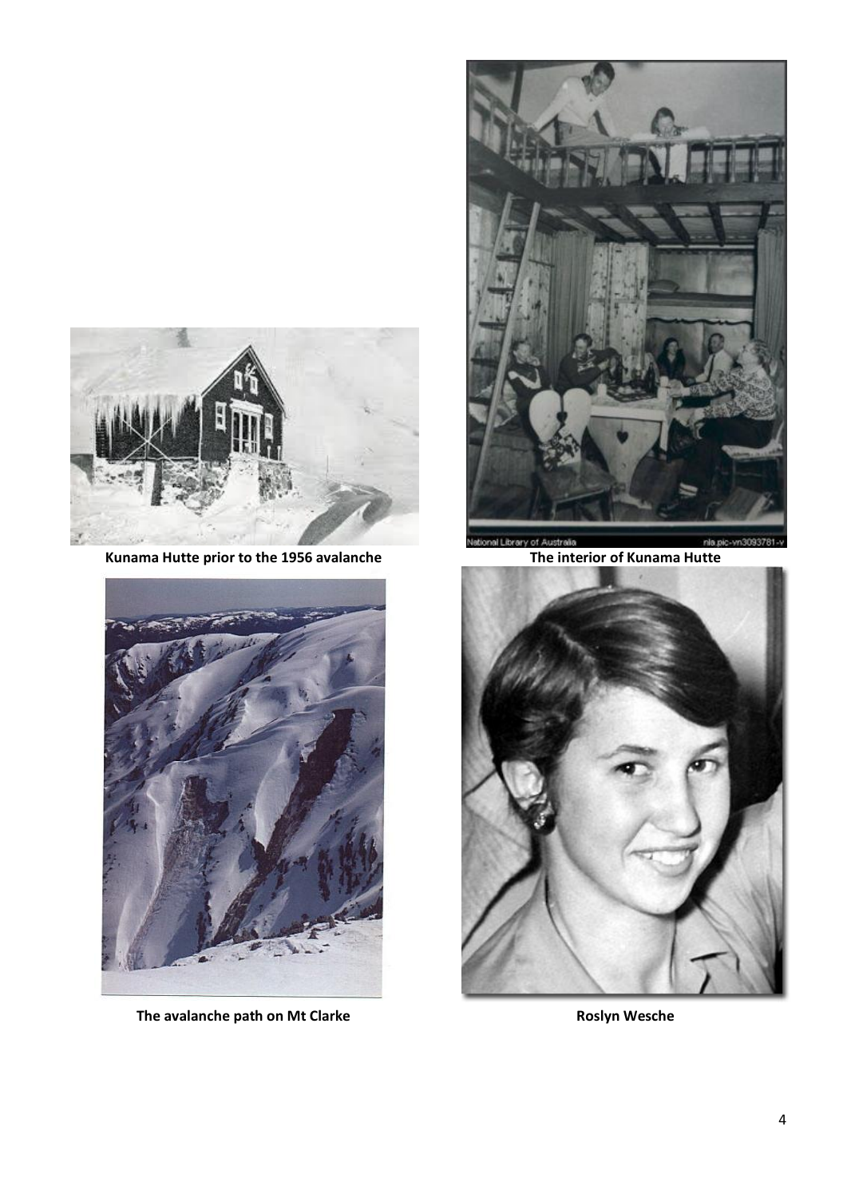Kunama Hutte prior to the 1956 avalanche

The interior of Kunama Hutte

The avalanche path on Mt Clarke

Roslyn Wesche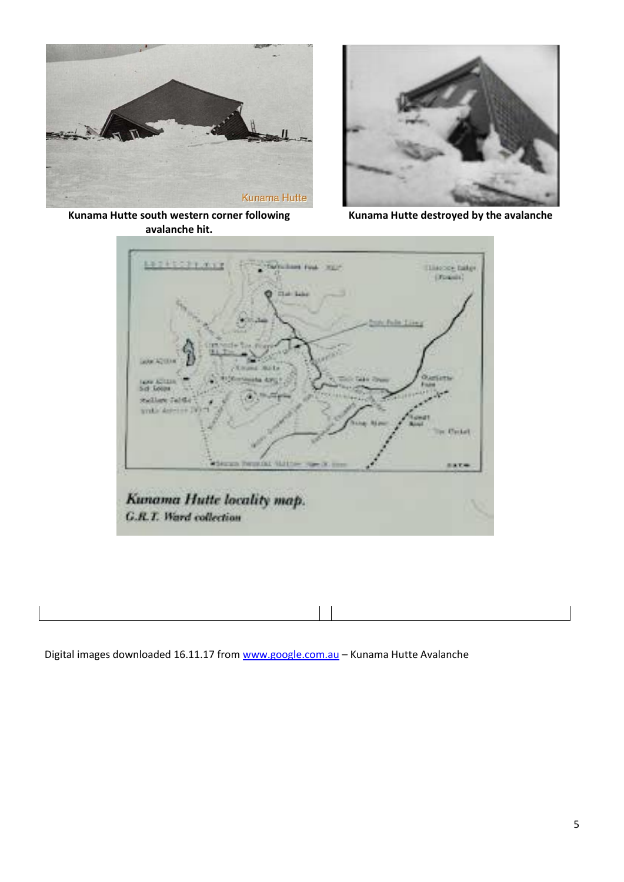Kunama Hutte south western corner following avalanche hit.

Kunama Hutte destroyed by the avalanche

Kunama Hutte locality map.
G.R.T. Ward collection

Digital images downloaded 16.11.17 from www.google.com.au – Kunama Hutte Avalanche